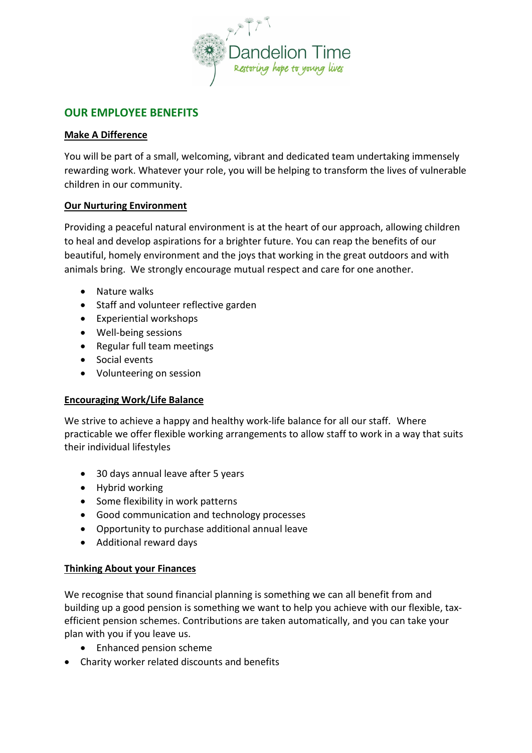Dandelion Time

*Restoring hope to young lives*

## OUR EMPLOYEE BENEFITS

### Make A Difference

You will be part of a small, welcoming, vibrant and dedicated team undertaking immensely rewarding work. Whatever your role, you will be helping to transform the lives of vulnerable children in our community.

### Our Nurturing Environment

Providing a peaceful natural environment is at the heart of our approach, allowing children to heal and develop aspirations for a brighter future. You can reap the benefits of our beautiful, homely environment and the joys that working in the great outdoors and with animals bring. We strongly encourage mutual respect and care for one another.

- Nature walks
- Staff and volunteer reflective garden
- Experiential workshops
- Well-being sessions
- Regular full team meetings
- Social events
- Volunteering on session

### Encouraging Work/Life Balance

We strive to achieve a happy and healthy work-life balance for all our staff. Where practicable we offer flexible working arrangements to allow staff to work in a way that suits their individual lifestyles

- 30 days annual leave after 5 years
- Hybrid working
- Some flexibility in work patterns
- Good communication and technology processes
- Opportunity to purchase additional annual leave
- Additional reward days

### Thinking About your Finances

We recognise that sound financial planning is something we can all benefit from and building up a good pension is something we want to help you achieve with our flexible, tax-efficient pension schemes. Contributions are taken automatically, and you can take your plan with you if you leave us.

- Enhanced pension scheme
- Charity worker related discounts and benefits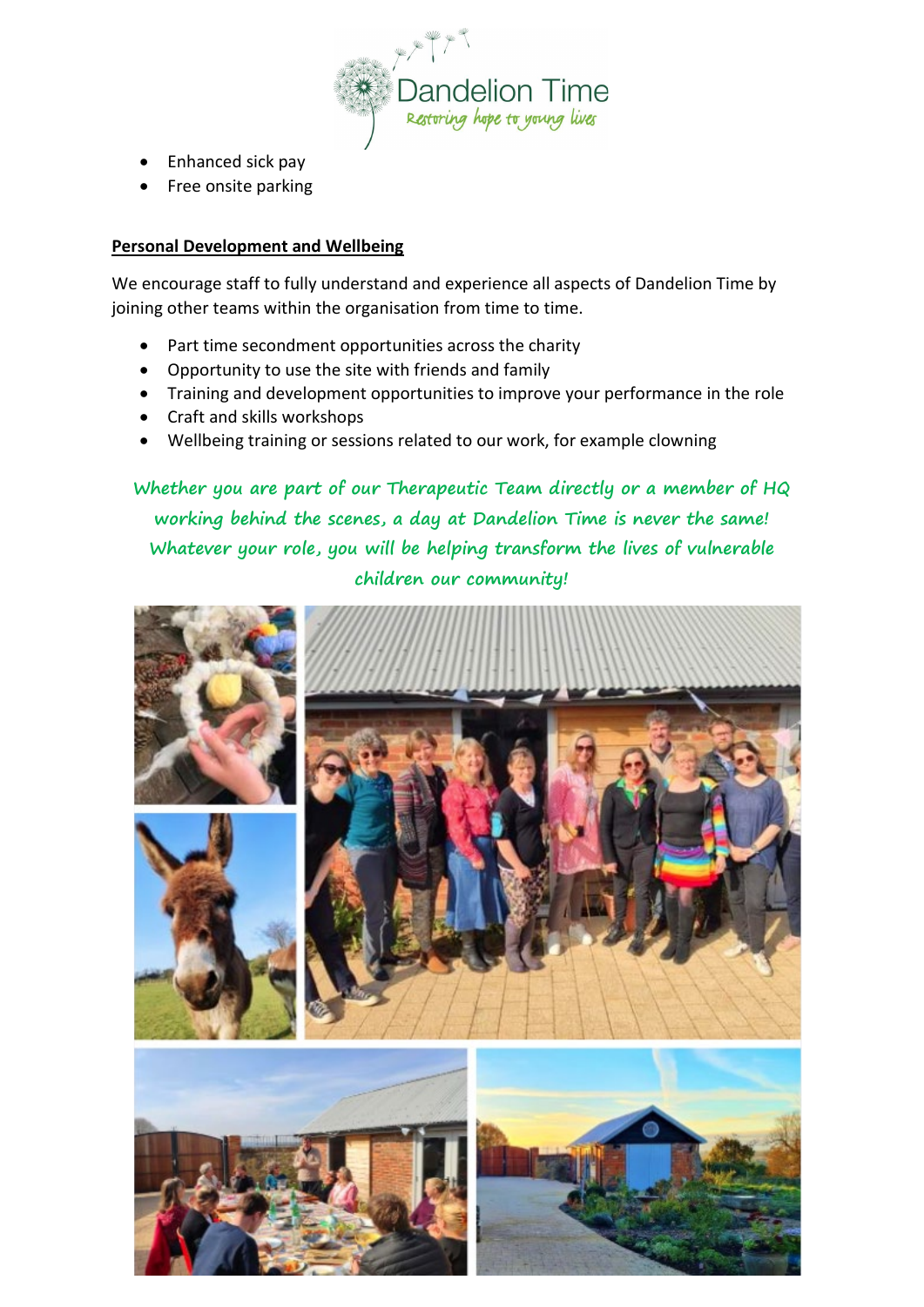- Enhanced sick pay
- Free onsite parking

**Personal Development and Wellbeing**

We encourage staff to fully understand and experience all aspects of Dandelion Time by joining other teams within the organisation from time to time.

- Part time secondment opportunities across the charity
- Opportunity to use the site with friends and family
- Training and development opportunities to improve your performance in the role
- Craft and skills workshops
- Wellbeing training or sessions related to our work, for example clowning

***Whether you are part of our Therapeutic Team directly or a member of HQ working behind the scenes, a day at Dandelion Time is never the same! Whatever your role, you will be helping transform the lives of vulnerable children our community!***